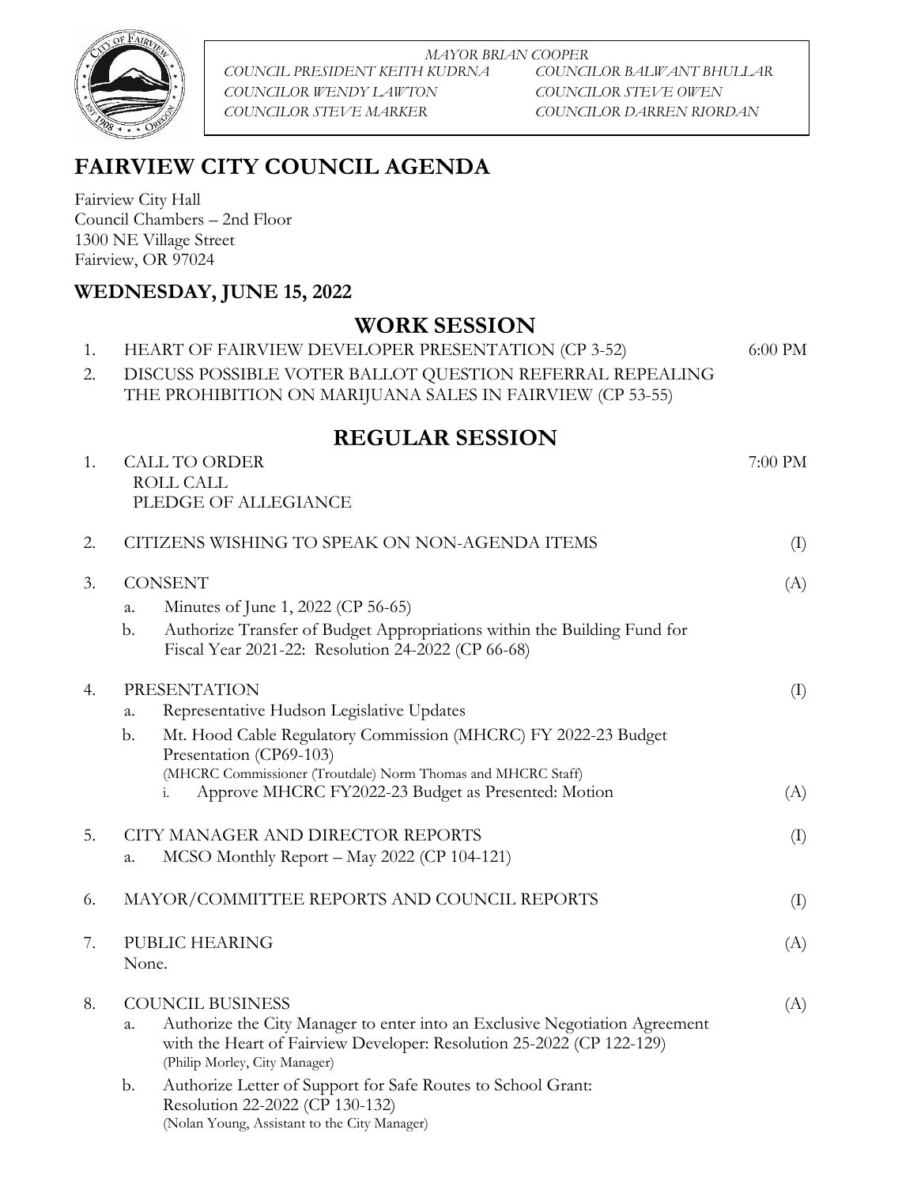*MAYOR BRIAN COOPER*

*COUNCIL PRESIDENT KEITH KUDRNA* | *COUNCILOR BALWANT BHULLAR*

*COUNCILOR WENDY LAWTON* | *COUNCILOR STEVE OWEN*

*COUNCILOR STEVE MARKER* | *COUNCILOR DARREN RIORDAN*

# FAIRVIEW CITY COUNCIL AGENDA

Fairview City Hall
Council Chambers – 2nd Floor
1300 NE Village Street
Fairview, OR 97024

## WEDNESDAY, JUNE 15, 2022

## WORK SESSION

1. HEART OF FAIRVIEW DEVELOPER PRESENTATION (CP 3-52) — 6:00 PM
2. DISCUSS POSSIBLE VOTER BALLOT QUESTION REFERRAL REPEALING THE PROHIBITION ON MARIJUANA SALES IN FAIRVIEW (CP 53-55)

## REGULAR SESSION

1. CALL TO ORDER — 7:00 PM
   ROLL CALL
   PLEDGE OF ALLEGIANCE

2. CITIZENS WISHING TO SPEAK ON NON-AGENDA ITEMS — (I)

3. CONSENT — (A)
   a. Minutes of June 1, 2022 (CP 56-65)
   b. Authorize Transfer of Budget Appropriations within the Building Fund for Fiscal Year 2021-22: Resolution 24-2022 (CP 66-68)

4. PRESENTATION — (I)
   a. Representative Hudson Legislative Updates
   b. Mt. Hood Cable Regulatory Commission (MHCRC) FY 2022-23 Budget Presentation (CP69-103)
      (MHCRC Commissioner (Troutdale) Norm Thomas and MHCRC Staff)
      i. Approve MHCRC FY2022-23 Budget as Presented: Motion — (A)

5. CITY MANAGER AND DIRECTOR REPORTS — (I)
   a. MCSO Monthly Report – May 2022 (CP 104-121)

6. MAYOR/COMMITTEE REPORTS AND COUNCIL REPORTS — (I)

7. PUBLIC HEARING — (A)
   None.

8. COUNCIL BUSINESS — (A)
   a. Authorize the City Manager to enter into an Exclusive Negotiation Agreement with the Heart of Fairview Developer: Resolution 25-2022 (CP 122-129)
      (Philip Morley, City Manager)
   b. Authorize Letter of Support for Safe Routes to School Grant: Resolution 22-2022 (CP 130-132)
      (Nolan Young, Assistant to the City Manager)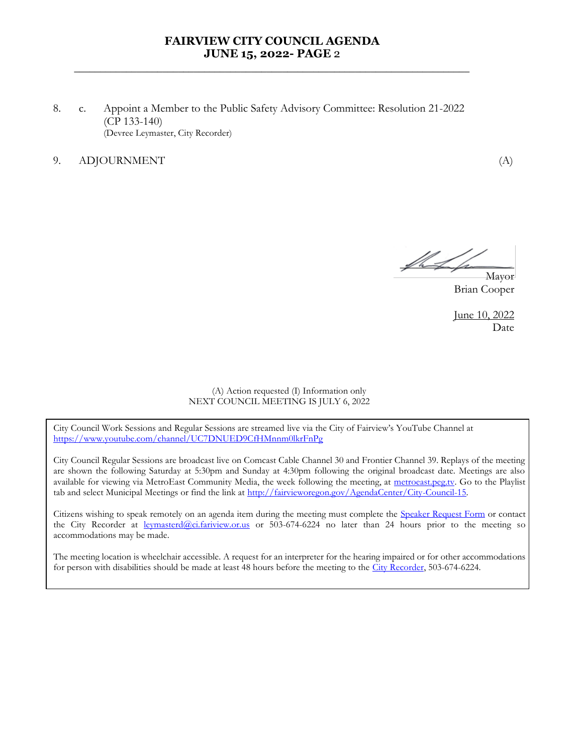8. c. Appoint a Member to the Public Safety Advisory Committee: Resolution 21-2022 (CP 133-140)
(Devree Leymaster, City Recorder)

9. ADJOURNMENT (A)

Mayor
Brian Cooper

June 10, 2022
Date

(A) Action requested (I) Information only
NEXT COUNCIL MEETING IS JULY 6, 2022

City Council Work Sessions and Regular Sessions are streamed live via the City of Fairview's YouTube Channel at https://www.youtube.com/channel/UC7DNUED9CfHMnnm0lkrFnPg

City Council Regular Sessions are broadcast live on Comcast Cable Channel 30 and Frontier Channel 39. Replays of the meeting are shown the following Saturday at 5:30pm and Sunday at 4:30pm following the original broadcast date. Meetings are also available for viewing via MetroEast Community Media, the week following the meeting, at metroeast.peg.tv. Go to the Playlist tab and select Municipal Meetings or find the link at http://fairvieworegon.gov/AgendaCenter/City-Council-15.

Citizens wishing to speak remotely on an agenda item during the meeting must complete the Speaker Request Form or contact the City Recorder at leymasterd@ci.fariview.or.us or 503-674-6224 no later than 24 hours prior to the meeting so accommodations may be made.

The meeting location is wheelchair accessible. A request for an interpreter for the hearing impaired or for other accommodations for person with disabilities should be made at least 48 hours before the meeting to the City Recorder, 503-674-6224.